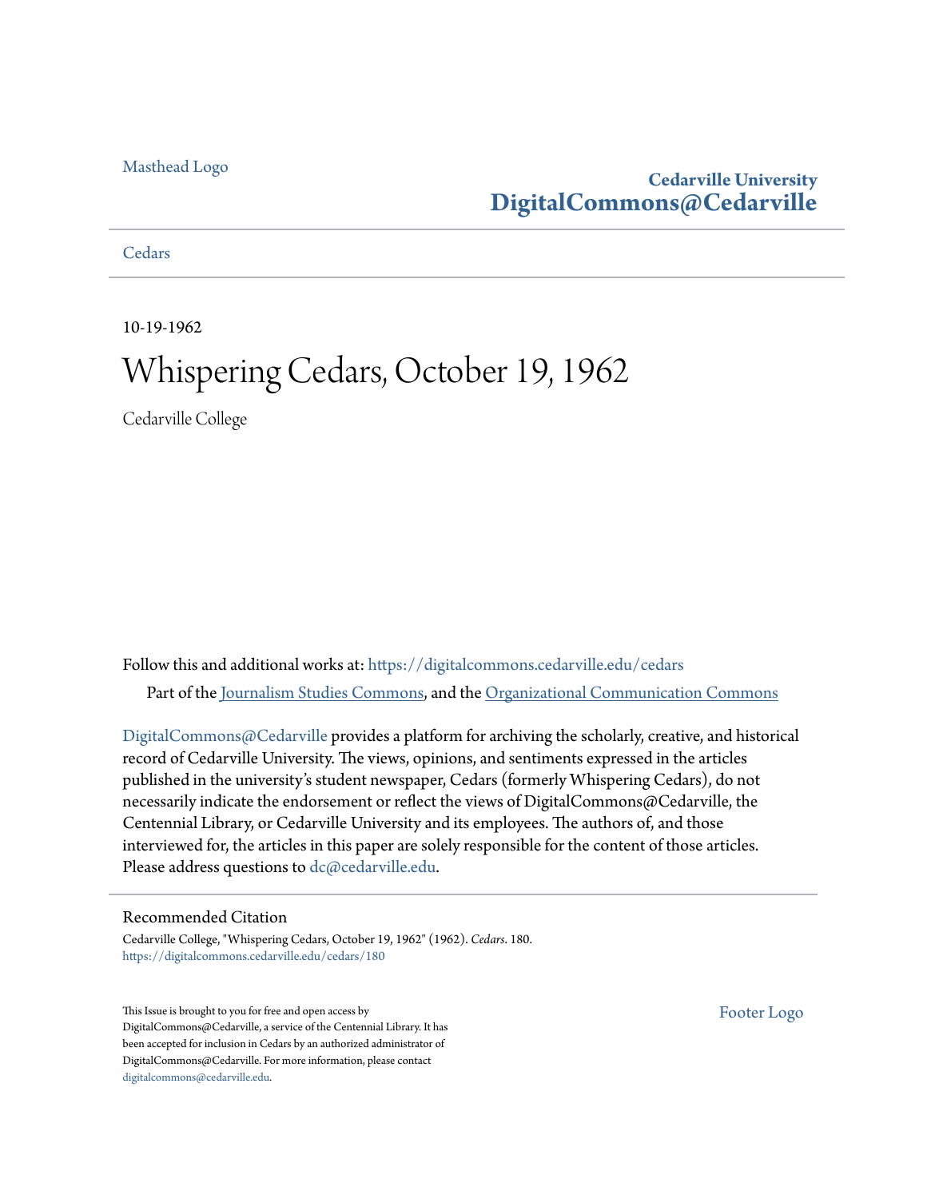Masthead Logo

**Cedarville University**
**DigitalCommons@Cedarville**

Cedars

10-19-1962

# Whispering Cedars, October 19, 1962

Cedarville College

Follow this and additional works at: https://digitalcommons.cedarville.edu/cedars

Part of the Journalism Studies Commons, and the Organizational Communication Commons

DigitalCommons@Cedarville provides a platform for archiving the scholarly, creative, and historical record of Cedarville University. The views, opinions, and sentiments expressed in the articles published in the university's student newspaper, Cedars (formerly Whispering Cedars), do not necessarily indicate the endorsement or reflect the views of DigitalCommons@Cedarville, the Centennial Library, or Cedarville University and its employees. The authors of, and those interviewed for, the articles in this paper are solely responsible for the content of those articles. Please address questions to dc@cedarville.edu.

## Recommended Citation

Cedarville College, "Whispering Cedars, October 19, 1962" (1962). *Cedars*. 180.
https://digitalcommons.cedarville.edu/cedars/180

This Issue is brought to you for free and open access by DigitalCommons@Cedarville, a service of the Centennial Library. It has been accepted for inclusion in Cedars by an authorized administrator of DigitalCommons@Cedarville. For more information, please contact digitalcommons@cedarville.edu.

Footer Logo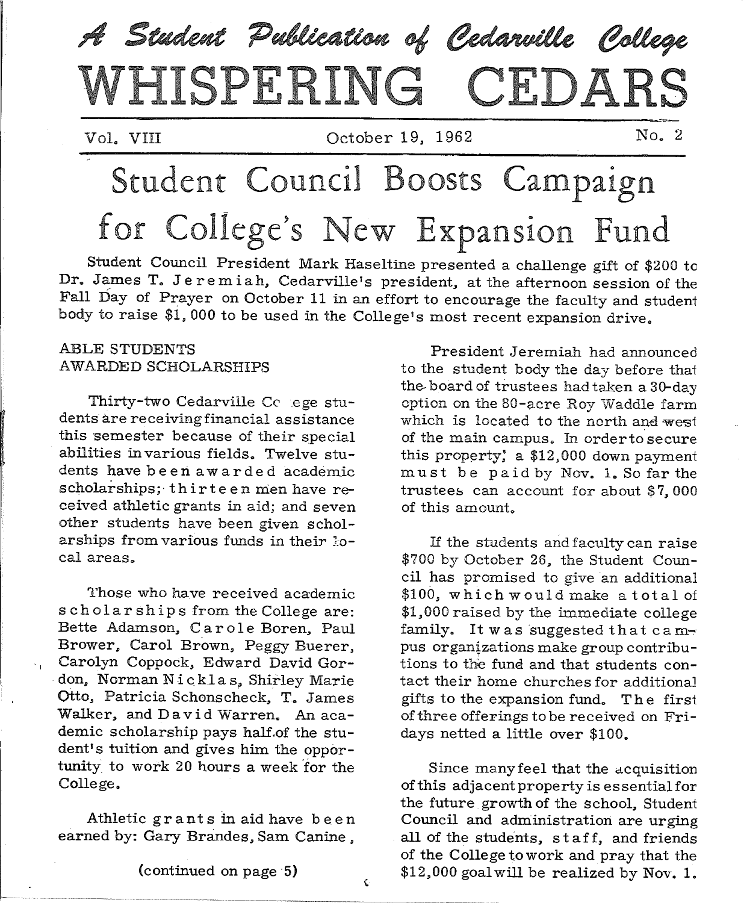*A Student Publication of Cedarville College*

# WHISPERING CEDARS

Vol. VIII October 19, 1962 No. 2

# Student Council Boosts Campaign for College's New Expansion Fund

Student Council President Mark Haseltine presented a challenge gift of $200 to Dr. James T. Jeremiah, Cedarville's president, at the afternoon session of the Fall Day of Prayer on October 11 in an effort to encourage the faculty and student body to raise $1,000 to be used in the College's most recent expansion drive.

President Jeremiah had announced to the student body the day before that the board of trustees had taken a 30-day option on the 80-acre Roy Waddle farm which is located to the north and west of the main campus. In order to secure this property, a $12,000 down payment must be paid by Nov. 1. So far the trustees can account for about $7,000 of this amount.

If the students and faculty can raise $700 by October 26, the Student Council has promised to give an additional $100, which would make a total of $1,000 raised by the immediate college family. It was suggested that campus organizations make group contributions to the fund and that students contact their home churches for additional gifts to the expansion fund. The first of three offerings to be received on Fridays netted a little over $100.

Since many feel that the acquisition of this adjacent property is essential for the future growth of the school, Student Council and administration are urging all of the students, staff, and friends of the College to work and pray that the $12,000 goal will be realized by Nov. 1.

## ABLE STUDENTS AWARDED SCHOLARSHIPS

Thirty-two Cedarville College students are receiving financial assistance this semester because of their special abilities in various fields. Twelve students have been awarded academic scholarships; thirteen men have received athletic grants in aid; and seven other students have been given scholarships from various funds in their local areas.

Those who have received academic scholarships from the College are: Bette Adamson, Carole Boren, Paul Brower, Carol Brown, Peggy Buerer, Carolyn Coppock, Edward David Gordon, Norman Nicklas, Shirley Marie Otto, Patricia Schonscheck, T. James Walker, and David Warren. An academic scholarship pays half of the student's tuition and gives him the opportunity to work 20 hours a week for the College.

Athletic grants in aid have been earned by: Gary Brandes, Sam Canine,

(continued on page 5)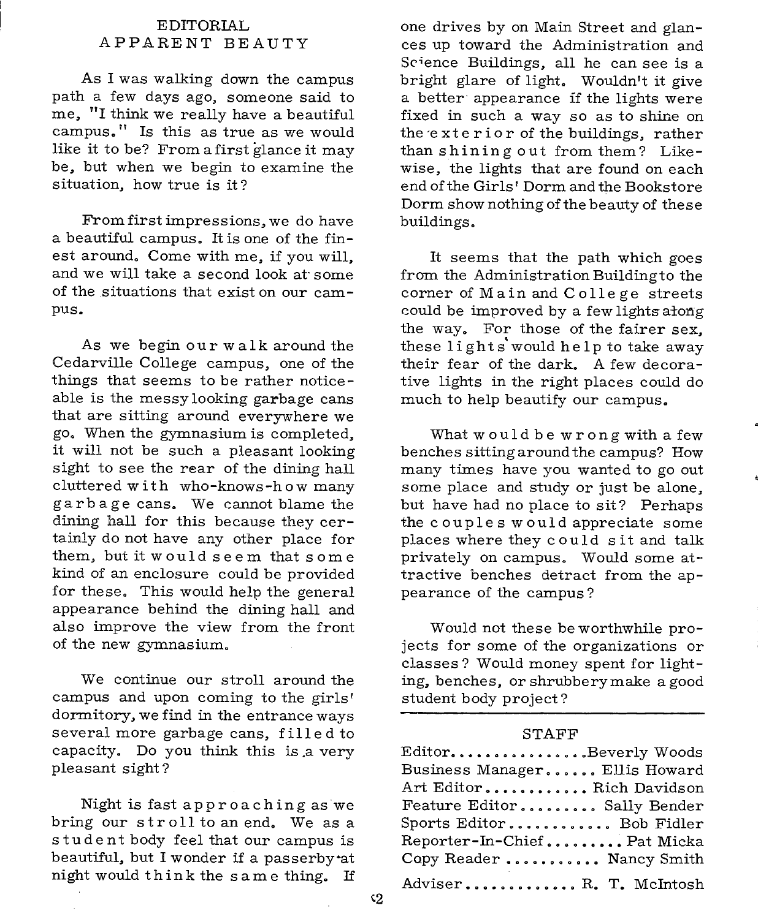# EDITORIAL
## APPARENT BEAUTY

As I was walking down the campus path a few days ago, someone said to me, "I think we really have a beautiful campus." Is this as true as we would like it to be? From a first glance it may be, but when we begin to examine the situation, how true is it?

From first impressions, we do have a beautiful campus. It is one of the finest around. Come with me, if you will, and we will take a second look at some of the situations that exist on our campus.

As we begin our walk around the Cedarville College campus, one of the things that seems to be rather noticeable is the messy looking garbage cans that are sitting around everywhere we go. When the gymnasium is completed, it will not be such a pleasant looking sight to see the rear of the dining hall cluttered with who-knows-how many garbage cans. We cannot blame the dining hall for this because they certainly do not have any other place for them, but it would seem that some kind of an enclosure could be provided for these. This would help the general appearance behind the dining hall and also improve the view from the front of the new gymnasium.

We continue our stroll around the campus and upon coming to the girls' dormitory, we find in the entrance ways several more garbage cans, filled to capacity. Do you think this is a very pleasant sight?

Night is fast approaching as we bring our stroll to an end. We as a student body feel that our campus is beautiful, but I wonder if a passerby at night would think the same thing. If one drives by on Main Street and glances up toward the Administration and Science Buildings, all he can see is a bright glare of light. Wouldn't it give a better appearance if the lights were fixed in such a way so as to shine on the exterior of the buildings, rather than shining out from them? Likewise, the lights that are found on each end of the Girls' Dorm and the Bookstore Dorm show nothing of the beauty of these buildings.

It seems that the path which goes from the Administration Building to the corner of Main and College streets could be improved by a few lights along the way. For those of the fairer sex, these lights would help to take away their fear of the dark. A few decorative lights in the right places could do much to help beautify our campus.

What would be wrong with a few benches sitting around the campus? How many times have you wanted to go out some place and study or just be alone, but have had no place to sit? Perhaps the couples would appreciate some places where they could sit and talk privately on campus. Would some attractive benches detract from the appearance of the campus?

Would not these be worthwhile projects for some of the organizations or classes? Would money spent for lighting, benches, or shrubbery make a good student body project?

---

## STAFF

Editor................Beverly Woods
Business Manager...... Ellis Howard
Art Editor............ Rich Davidson
Feature Editor......... Sally Bender
Sports Editor............ Bob Fidler
Reporter-In-Chief......... Pat Micka
Copy Reader ........... Nancy Smith
Adviser............. R. T. McIntosh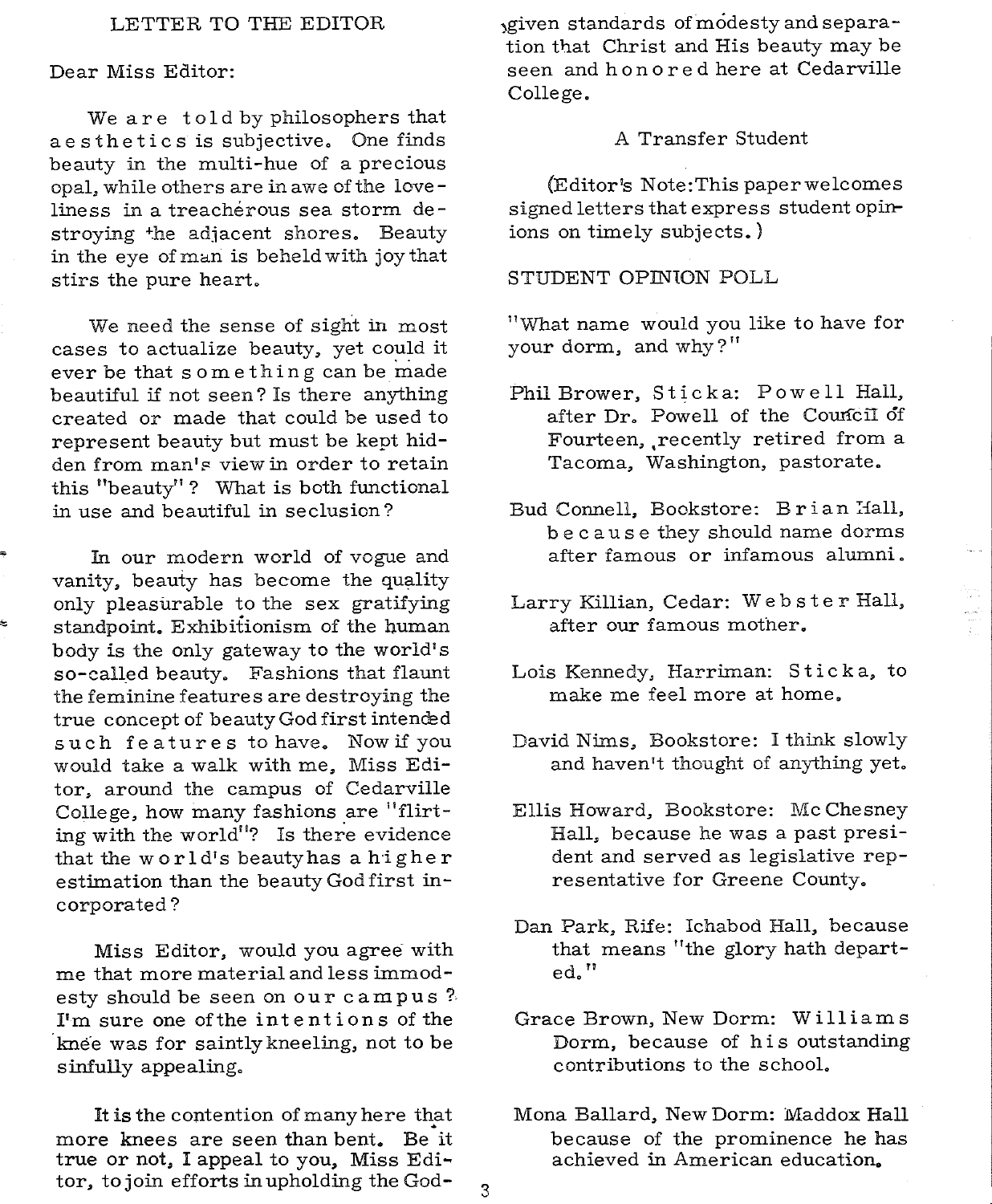## LETTER TO THE EDITOR

Dear Miss Editor:

We are told by philosophers that aesthetics is subjective. One finds beauty in the multi-hue of a precious opal, while others are in awe of the loveliness in a treacherous sea storm destroying the adjacent shores. Beauty in the eye of man is beheld with joy that stirs the pure heart.

We need the sense of sight in most cases to actualize beauty, yet could it ever be that something can be made beautiful if not seen? Is there anything created or made that could be used to represent beauty but must be kept hidden from man's view in order to retain this "beauty"? What is both functional in use and beautiful in seclusion?

In our modern world of vogue and vanity, beauty has become the quality only pleasurable to the sex gratifying standpoint. Exhibitionism of the human body is the only gateway to the world's so-called beauty. Fashions that flaunt the feminine features are destroying the true concept of beauty God first intended such features to have. Now if you would take a walk with me, Miss Editor, around the campus of Cedarville College, how many fashions are "flirting with the world"? Is there evidence that the world's beauty has a higher estimation than the beauty God first incorporated?

Miss Editor, would you agree with me that more material and less immodesty should be seen on our campus? I'm sure one of the intentions of the knee was for saintly kneeling, not to be sinfully appealing.

It is the contention of many here that more knees are seen than bent. Be it true or not, I appeal to you, Miss Editor, to join efforts in upholding the God-given standards of modesty and separation that Christ and His beauty may be seen and honored here at Cedarville College.

A Transfer Student

(Editor's Note: This paper welcomes signed letters that express student opinions on timely subjects.)

## STUDENT OPINION POLL

"What name would you like to have for your dorm, and why?"

Phil Brower, Sticka: Powell Hall, after Dr. Powell of the Council of Fourteen, recently retired from a Tacoma, Washington, pastorate.

Bud Connell, Bookstore: Brian Hall, because they should name dorms after famous or infamous alumni.

Larry Killian, Cedar: Webster Hall, after our famous mother.

Lois Kennedy, Harriman: Sticka, to make me feel more at home.

David Nims, Bookstore: I think slowly and haven't thought of anything yet.

Ellis Howard, Bookstore: McChesney Hall, because he was a past president and served as legislative representative for Greene County.

Dan Park, Rife: Ichabod Hall, because that means "the glory hath departed."

Grace Brown, New Dorm: Williams Dorm, because of his outstanding contributions to the school.

Mona Ballard, New Dorm: Maddox Hall because of the prominence he has achieved in American education.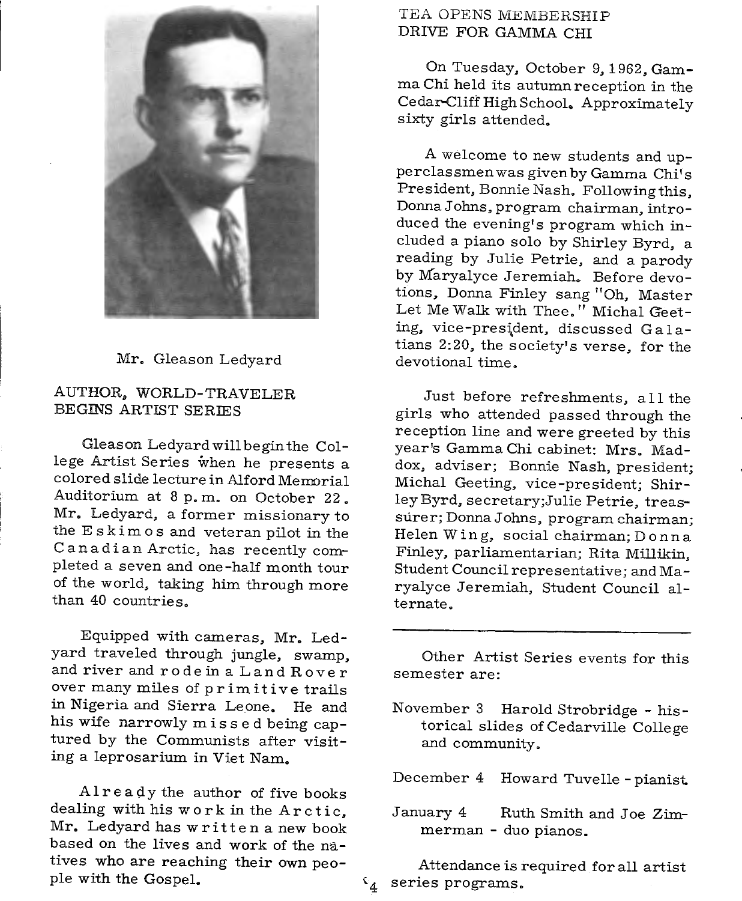Mr. Gleason Ledyard

## AUTHOR, WORLD-TRAVELER BEGINS ARTIST SERIES

Gleason Ledyard will begin the College Artist Series when he presents a colored slide lecture in Alford Memorial Auditorium at 8 p.m. on October 22. Mr. Ledyard, a former missionary to the Eskimos and veteran pilot in the Canadian Arctic, has recently completed a seven and one-half month tour of the world, taking him through more than 40 countries.

Equipped with cameras, Mr. Ledyard traveled through jungle, swamp, and river and rode in a Land Rover over many miles of primitive trails in Nigeria and Sierra Leone. He and his wife narrowly missed being captured by the Communists after visiting a leprosarium in Viet Nam.

Already the author of five books dealing with his work in the Arctic, Mr. Ledyard has written a new book based on the lives and work of the natives who are reaching their own people with the Gospel.

## TEA OPENS MEMBERSHIP DRIVE FOR GAMMA CHI

On Tuesday, October 9, 1962, Gamma Chi held its autumn reception in the Cedar-Cliff High School. Approximately sixty girls attended.

A welcome to new students and upperclassmen was given by Gamma Chi's President, Bonnie Nash. Following this, Donna Johns, program chairman, introduced the evening's program which included a piano solo by Shirley Byrd, a reading by Julie Petrie, and a parody by Maryalyce Jeremiah. Before devotions, Donna Finley sang "Oh, Master Let Me Walk with Thee." Michal Geeting, vice-president, discussed Galatians 2:20, the society's verse, for the devotional time.

Just before refreshments, all the girls who attended passed through the reception line and were greeted by this year's Gamma Chi cabinet: Mrs. Maddox, adviser; Bonnie Nash, president; Michal Geeting, vice-president; Shirley Byrd, secretary; Julie Petrie, treasurer; Donna Johns, program chairman; Helen Wing, social chairman; Donna Finley, parliamentarian; Rita Millikin, Student Council representative; and Maryalyce Jeremiah, Student Council alternate.

---

Other Artist Series events for this semester are:

November 3 Harold Strobridge - historical slides of Cedarville College and community.

December 4 Howard Tuvelle - pianist.

January 4 Ruth Smith and Joe Zimmerman - duo pianos.

Attendance is required for all artist series programs.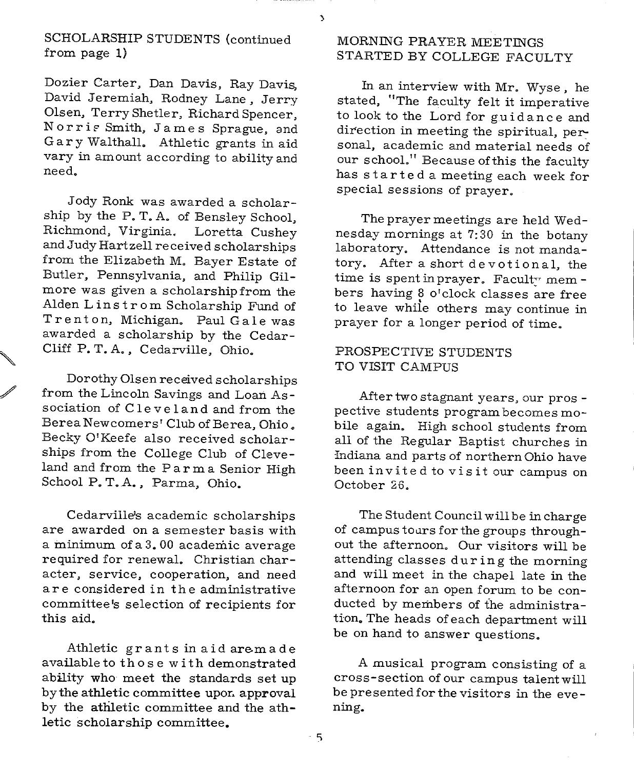## SCHOLARSHIP STUDENTS (continued from page 1)

Dozier Carter, Dan Davis, Ray Davis, David Jeremiah, Rodney Lane, Jerry Olsen, Terry Shetler, Richard Spencer, Norris Smith, James Sprague, and Gary Walthall. Athletic grants in aid vary in amount according to ability and need.

Jody Ronk was awarded a scholarship by the P. T. A. of Bensley School, Richmond, Virginia. Loretta Cushey and Judy Hartzell received scholarships from the Elizabeth M. Bayer Estate of Butler, Pennsylvania, and Philip Gilmore was given a scholarship from the Alden Linstrom Scholarship Fund of Trenton, Michigan. Paul Gale was awarded a scholarship by the Cedar-Cliff P. T. A., Cedarville, Ohio.

Dorothy Olsen received scholarships from the Lincoln Savings and Loan Association of Cleveland and from the Berea Newcomers' Club of Berea, Ohio. Becky O'Keefe also received scholarships from the College Club of Cleveland and from the Parma Senior High School P. T. A., Parma, Ohio.

Cedarville's academic scholarships are awarded on a semester basis with a minimum of a 3.00 academic average required for renewal. Christian character, service, cooperation, and need are considered in the administrative committee's selection of recipients for this aid.

Athletic grants in aid are made available to those with demonstrated ability who meet the standards set up by the athletic committee upon approval by the athletic committee and the athletic scholarship committee.

## MORNING PRAYER MEETINGS STARTED BY COLLEGE FACULTY

In an interview with Mr. Wyse, he stated, "The faculty felt it imperative to look to the Lord for guidance and direction in meeting the spiritual, personal, academic and material needs of our school." Because of this the faculty has started a meeting each week for special sessions of prayer.

The prayer meetings are held Wednesday mornings at 7:30 in the botany laboratory. Attendance is not mandatory. After a short devotional, the time is spent in prayer. Faculty members having 8 o'clock classes are free to leave while others may continue in prayer for a longer period of time.

## PROSPECTIVE STUDENTS TO VISIT CAMPUS

After two stagnant years, our prospective students program becomes mobile again. High school students from all of the Regular Baptist churches in Indiana and parts of northern Ohio have been invited to visit our campus on October 26.

The Student Council will be in charge of campus tours for the groups throughout the afternoon. Our visitors will be attending classes during the morning and will meet in the chapel late in the afternoon for an open forum to be conducted by members of the administration. The heads of each department will be on hand to answer questions.

A musical program consisting of a cross-section of our campus talent will be presented for the visitors in the evening.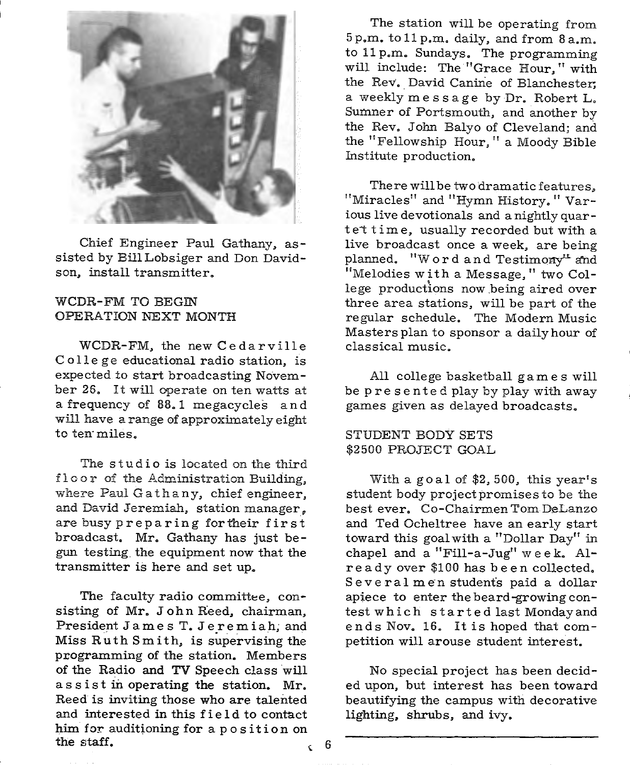Chief Engineer Paul Gathany, assisted by Bill Lobsiger and Don Davidson, install transmitter.

## WCDR-FM TO BEGIN OPERATION NEXT MONTH

WCDR-FM, the new Cedarville College educational radio station, is expected to start broadcasting November 26. It will operate on ten watts at a frequency of 88.1 megacycles and will have a range of approximately eight to ten miles.

The studio is located on the third floor of the Administration Building, where Paul Gathany, chief engineer, and David Jeremiah, station manager, are busy preparing for their first broadcast. Mr. Gathany has just begun testing the equipment now that the transmitter is here and set up.

The faculty radio committee, consisting of Mr. John Reed, chairman, President James T. Jeremiah, and Miss Ruth Smith, is supervising the programming of the station. Members of the Radio and TV Speech class will assist in operating the station. Mr. Reed is inviting those who are talented and interested in this field to contact him for auditioning for a position on the staff.

The station will be operating from 5 p.m. to 11 p.m. daily, and from 8 a.m. to 11 p.m. Sundays. The programming will include: The "Grace Hour," with the Rev. David Canine of Blanchester; a weekly message by Dr. Robert L. Sumner of Portsmouth, and another by the Rev. John Balyo of Cleveland; and the "Fellowship Hour," a Moody Bible Institute production.

There will be two dramatic features, "Miracles" and "Hymn History." Various live devotionals and a nightly quartet time, usually recorded but with a live broadcast once a week, are being planned. "Word and Testimony" and "Melodies with a Message," two College productions now being aired over three area stations, will be part of the regular schedule. The Modern Music Masters plan to sponsor a daily hour of classical music.

All college basketball games will be presented play by play with away games given as delayed broadcasts.

## STUDENT BODY SETS $2500 PROJECT GOAL

With a goal of $2,500, this year's student body project promises to be the best ever. Co-Chairmen Tom DeLanzo and Ted Ocheltree have an early start toward this goal with a "Dollar Day" in chapel and a "Fill-a-Jug" week. Already over $100 has been collected. Several men students paid a dollar apiece to enter the beard-growing contest which started last Monday and ends Nov. 16. It is hoped that competition will arouse student interest.

No special project has been decided upon, but interest has been toward beautifying the campus with decorative lighting, shrubs, and ivy.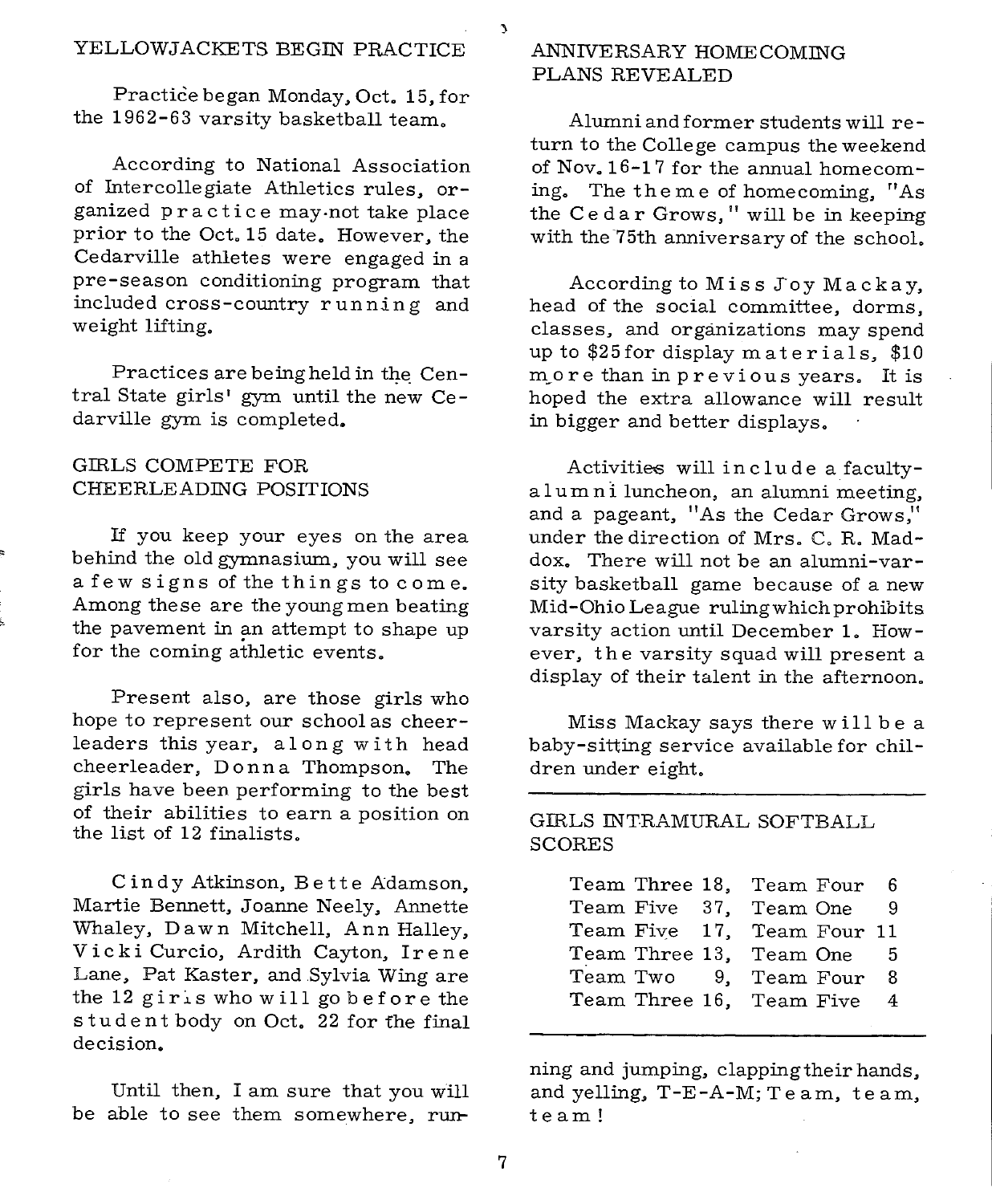## YELLOWJACKETS BEGIN PRACTICE

Practice began Monday, Oct. 15, for the 1962-63 varsity basketball team.

According to National Association of Intercollegiate Athletics rules, organized practice may not take place prior to the Oct. 15 date. However, the Cedarville athletes were engaged in a pre-season conditioning program that included cross-country running and weight lifting.

Practices are being held in the Central State girls' gym until the new Cedarville gym is completed.

## GIRLS COMPETE FOR CHEERLEADING POSITIONS

If you keep your eyes on the area behind the old gymnasium, you will see a few signs of the things to come. Among these are the young men beating the pavement in an attempt to shape up for the coming athletic events.

Present also, are those girls who hope to represent our school as cheerleaders this year, along with head cheerleader, Donna Thompson. The girls have been performing to the best of their abilities to earn a position on the list of 12 finalists.

Cindy Atkinson, Bette Adamson, Martie Bennett, Joanne Neely, Annette Whaley, Dawn Mitchell, Ann Halley, Vicki Curcio, Ardith Cayton, Irene Lane, Pat Kaster, and Sylvia Wing are the 12 girls who will go before the student body on Oct. 22 for the final decision.

Until then, I am sure that you will be able to see them somewhere, running and jumping, clapping their hands, and yelling, T-E-A-M; Team, team, team!

## ANNIVERSARY HOMECOMING PLANS REVEALED

Alumni and former students will return to the College campus the weekend of Nov. 16-17 for the annual homecoming. The theme of homecoming, "As the Cedar Grows," will be in keeping with the 75th anniversary of the school.

According to Miss Joy Mackay, head of the social committee, dorms, classes, and organizations may spend up to $25 for display materials, $10 more than in previous years. It is hoped the extra allowance will result in bigger and better displays.

Activities will include a faculty-alumni luncheon, an alumni meeting, and a pageant, "As the Cedar Grows," under the direction of Mrs. C. R. Maddox. There will not be an alumni-varsity basketball game because of a new Mid-Ohio League ruling which prohibits varsity action until December 1. However, the varsity squad will present a display of their talent in the afternoon.

Miss Mackay says there will be a baby-sitting service available for children under eight.

## GIRLS INTRAMURAL SOFTBALL SCORES

| | | | |
|---|---|---|---|
| Team Three | 18, | Team Four | 6 |
| Team Five | 37, | Team One | 9 |
| Team Five | 17, | Team Four | 11 |
| Team Three | 13, | Team One | 5 |
| Team Two | 9, | Team Four | 8 |
| Team Three | 16, | Team Five | 4 |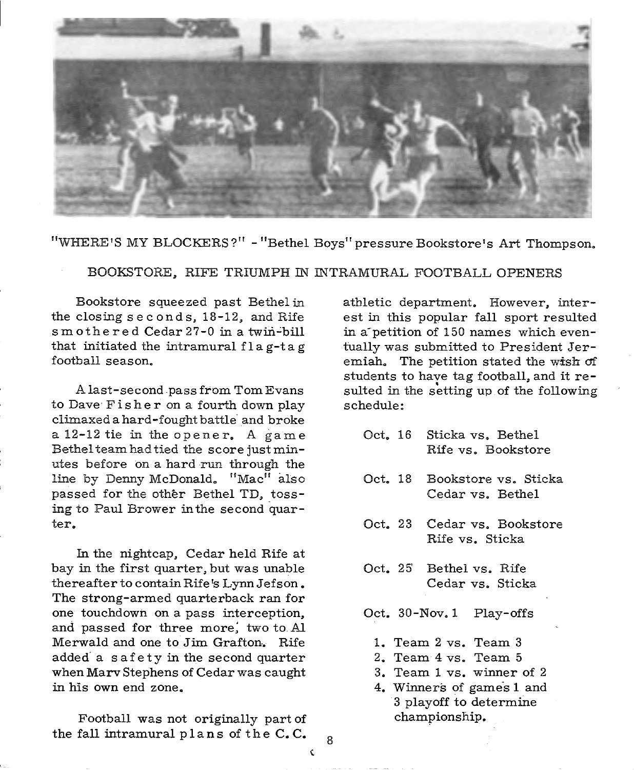"WHERE'S MY BLOCKERS?" - "Bethel Boys" pressure Bookstore's Art Thompson.

## BOOKSTORE, RIFE TRIUMPH IN INTRAMURAL FOOTBALL OPENERS

Bookstore squeezed past Bethel in the closing seconds, 18-12, and Rife smothered Cedar 27-0 in a twin-bill that initiated the intramural flag-tag football season.

A last-second pass from Tom Evans to Dave Fisher on a fourth down play climaxed a hard-fought battle and broke a 12-12 tie in the opener. A game Bethel team had tied the score just minutes before on a hard run through the line by Denny McDonald. "Mac" also passed for the other Bethel TD, tossing to Paul Brower in the second quarter.

In the nightcap, Cedar held Rife at bay in the first quarter, but was unable thereafter to contain Rife's Lynn Jefson. The strong-armed quarterback ran for one touchdown on a pass interception, and passed for three more, two to Al Merwald and one to Jim Grafton. Rife added a safety in the second quarter when Marv Stephens of Cedar was caught in his own end zone.

Football was not originally part of the fall intramural plans of the C.C. athletic department. However, interest in this popular fall sport resulted in a petition of 150 names which eventually was submitted to President Jeremiah. The petition stated the wish of students to have tag football, and it resulted in the setting up of the following schedule:

| | |
|---|---|
| Oct. 16 | Sticka vs. Bethel<br>Rife vs. Bookstore |
| Oct. 18 | Bookstore vs. Sticka<br>Cedar vs. Bethel |
| Oct. 23 | Cedar vs. Bookstore<br>Rife vs. Sticka |
| Oct. 25 | Bethel vs. Rife<br>Cedar vs. Sticka |
| Oct. 30-Nov. 1 | Play-offs |

1. Team 2 vs. Team 3
2. Team 4 vs. Team 5
3. Team 1 vs. winner of 2
4. Winners of games 1 and 3 playoff to determine championship.